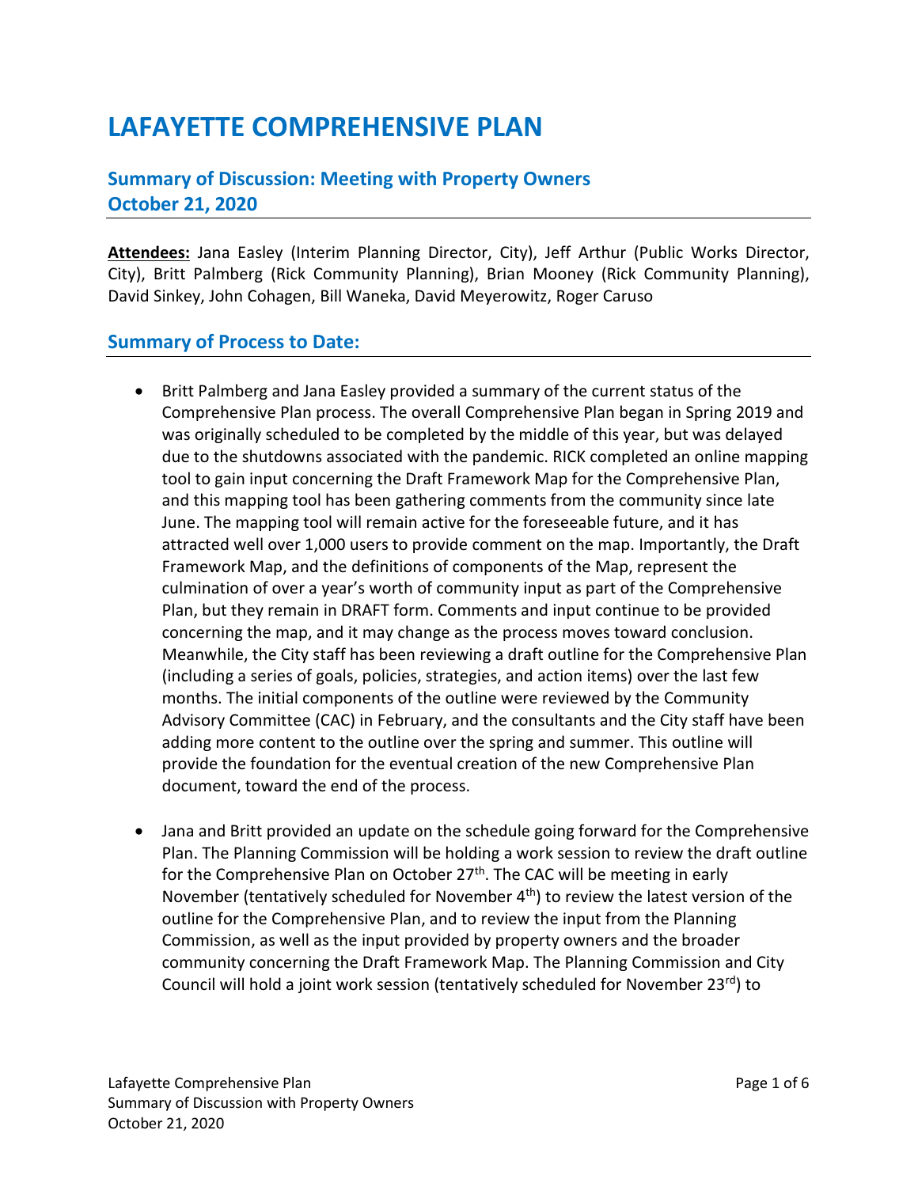# LAFAYETTE COMPREHENSIVE PLAN

## Summary of Discussion: Meeting with Property Owners
## October 21, 2020

**Attendees:** Jana Easley (Interim Planning Director, City), Jeff Arthur (Public Works Director, City), Britt Palmberg (Rick Community Planning), Brian Mooney (Rick Community Planning), David Sinkey, John Cohagen, Bill Waneka, David Meyerowitz, Roger Caruso

## Summary of Process to Date:

- Britt Palmberg and Jana Easley provided a summary of the current status of the Comprehensive Plan process. The overall Comprehensive Plan began in Spring 2019 and was originally scheduled to be completed by the middle of this year, but was delayed due to the shutdowns associated with the pandemic. RICK completed an online mapping tool to gain input concerning the Draft Framework Map for the Comprehensive Plan, and this mapping tool has been gathering comments from the community since late June. The mapping tool will remain active for the foreseeable future, and it has attracted well over 1,000 users to provide comment on the map. Importantly, the Draft Framework Map, and the definitions of components of the Map, represent the culmination of over a year's worth of community input as part of the Comprehensive Plan, but they remain in DRAFT form. Comments and input continue to be provided concerning the map, and it may change as the process moves toward conclusion. Meanwhile, the City staff has been reviewing a draft outline for the Comprehensive Plan (including a series of goals, policies, strategies, and action items) over the last few months. The initial components of the outline were reviewed by the Community Advisory Committee (CAC) in February, and the consultants and the City staff have been adding more content to the outline over the spring and summer. This outline will provide the foundation for the eventual creation of the new Comprehensive Plan document, toward the end of the process.

- Jana and Britt provided an update on the schedule going forward for the Comprehensive Plan. The Planning Commission will be holding a work session to review the draft outline for the Comprehensive Plan on October 27th. The CAC will be meeting in early November (tentatively scheduled for November 4th) to review the latest version of the outline for the Comprehensive Plan, and to review the input from the Planning Commission, as well as the input provided by property owners and the broader community concerning the Draft Framework Map. The Planning Commission and City Council will hold a joint work session (tentatively scheduled for November 23rd) to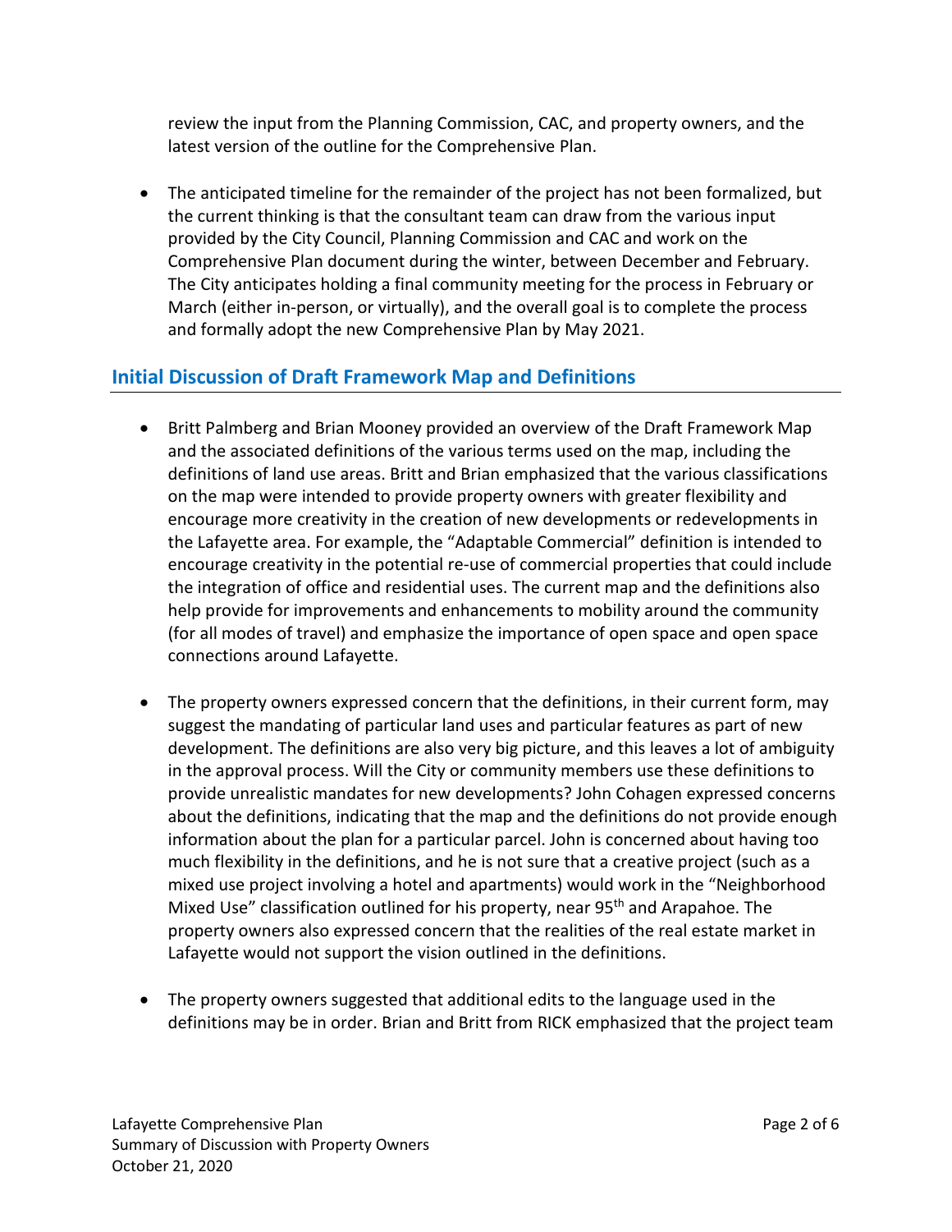review the input from the Planning Commission, CAC, and property owners, and the latest version of the outline for the Comprehensive Plan.

- The anticipated timeline for the remainder of the project has not been formalized, but the current thinking is that the consultant team can draw from the various input provided by the City Council, Planning Commission and CAC and work on the Comprehensive Plan document during the winter, between December and February. The City anticipates holding a final community meeting for the process in February or March (either in-person, or virtually), and the overall goal is to complete the process and formally adopt the new Comprehensive Plan by May 2021.

## Initial Discussion of Draft Framework Map and Definitions

- Britt Palmberg and Brian Mooney provided an overview of the Draft Framework Map and the associated definitions of the various terms used on the map, including the definitions of land use areas. Britt and Brian emphasized that the various classifications on the map were intended to provide property owners with greater flexibility and encourage more creativity in the creation of new developments or redevelopments in the Lafayette area. For example, the "Adaptable Commercial" definition is intended to encourage creativity in the potential re-use of commercial properties that could include the integration of office and residential uses. The current map and the definitions also help provide for improvements and enhancements to mobility around the community (for all modes of travel) and emphasize the importance of open space and open space connections around Lafayette.

- The property owners expressed concern that the definitions, in their current form, may suggest the mandating of particular land uses and particular features as part of new development. The definitions are also very big picture, and this leaves a lot of ambiguity in the approval process. Will the City or community members use these definitions to provide unrealistic mandates for new developments? John Cohagen expressed concerns about the definitions, indicating that the map and the definitions do not provide enough information about the plan for a particular parcel. John is concerned about having too much flexibility in the definitions, and he is not sure that a creative project (such as a mixed use project involving a hotel and apartments) would work in the "Neighborhood Mixed Use" classification outlined for his property, near 95th and Arapahoe. The property owners also expressed concern that the realities of the real estate market in Lafayette would not support the vision outlined in the definitions.

- The property owners suggested that additional edits to the language used in the definitions may be in order. Brian and Britt from RICK emphasized that the project team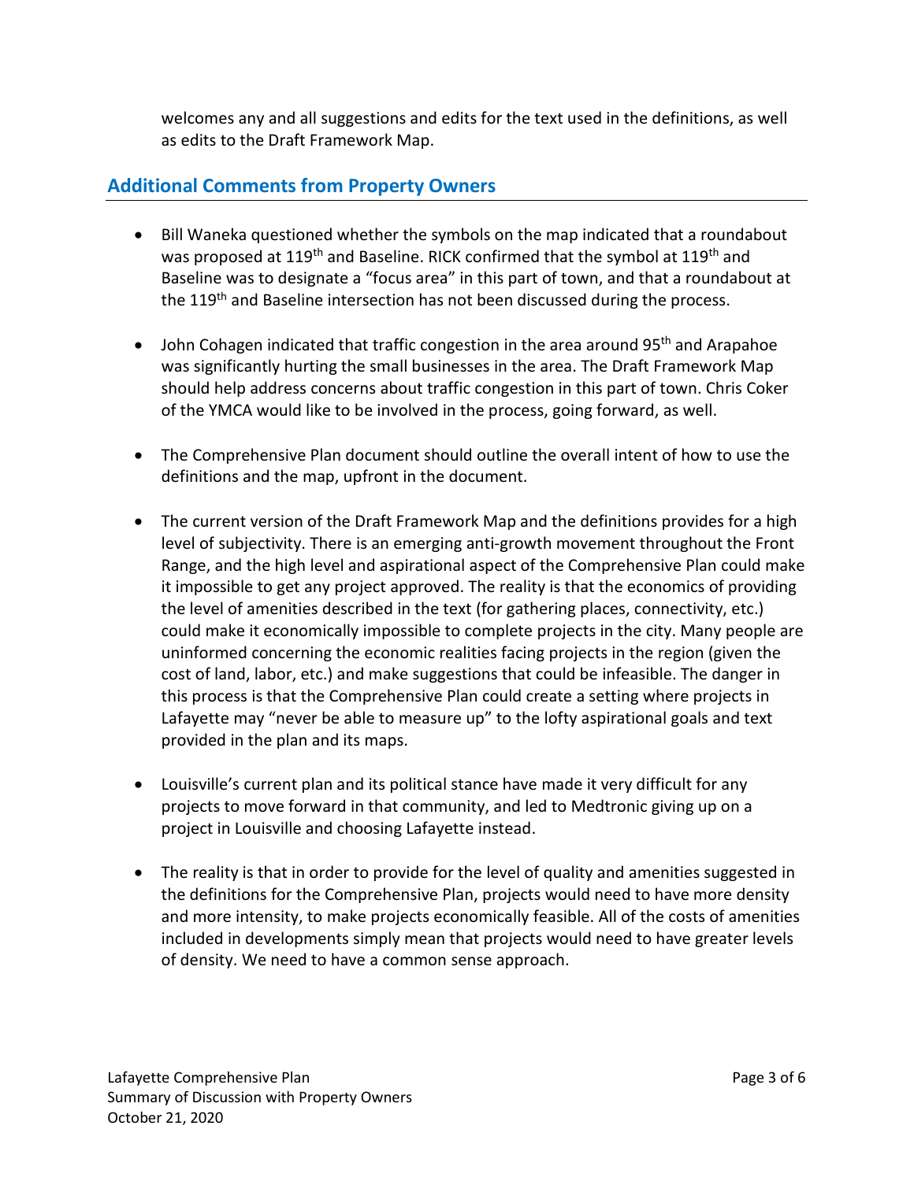welcomes any and all suggestions and edits for the text used in the definitions, as well as edits to the Draft Framework Map.

## Additional Comments from Property Owners

- Bill Waneka questioned whether the symbols on the map indicated that a roundabout was proposed at 119th and Baseline. RICK confirmed that the symbol at 119th and Baseline was to designate a "focus area" in this part of town, and that a roundabout at the 119th and Baseline intersection has not been discussed during the process.

- John Cohagen indicated that traffic congestion in the area around 95th and Arapahoe was significantly hurting the small businesses in the area. The Draft Framework Map should help address concerns about traffic congestion in this part of town. Chris Coker of the YMCA would like to be involved in the process, going forward, as well.

- The Comprehensive Plan document should outline the overall intent of how to use the definitions and the map, upfront in the document.

- The current version of the Draft Framework Map and the definitions provides for a high level of subjectivity. There is an emerging anti-growth movement throughout the Front Range, and the high level and aspirational aspect of the Comprehensive Plan could make it impossible to get any project approved. The reality is that the economics of providing the level of amenities described in the text (for gathering places, connectivity, etc.) could make it economically impossible to complete projects in the city. Many people are uninformed concerning the economic realities facing projects in the region (given the cost of land, labor, etc.) and make suggestions that could be infeasible. The danger in this process is that the Comprehensive Plan could create a setting where projects in Lafayette may "never be able to measure up" to the lofty aspirational goals and text provided in the plan and its maps.

- Louisville's current plan and its political stance have made it very difficult for any projects to move forward in that community, and led to Medtronic giving up on a project in Louisville and choosing Lafayette instead.

- The reality is that in order to provide for the level of quality and amenities suggested in the definitions for the Comprehensive Plan, projects would need to have more density and more intensity, to make projects economically feasible. All of the costs of amenities included in developments simply mean that projects would need to have greater levels of density. We need to have a common sense approach.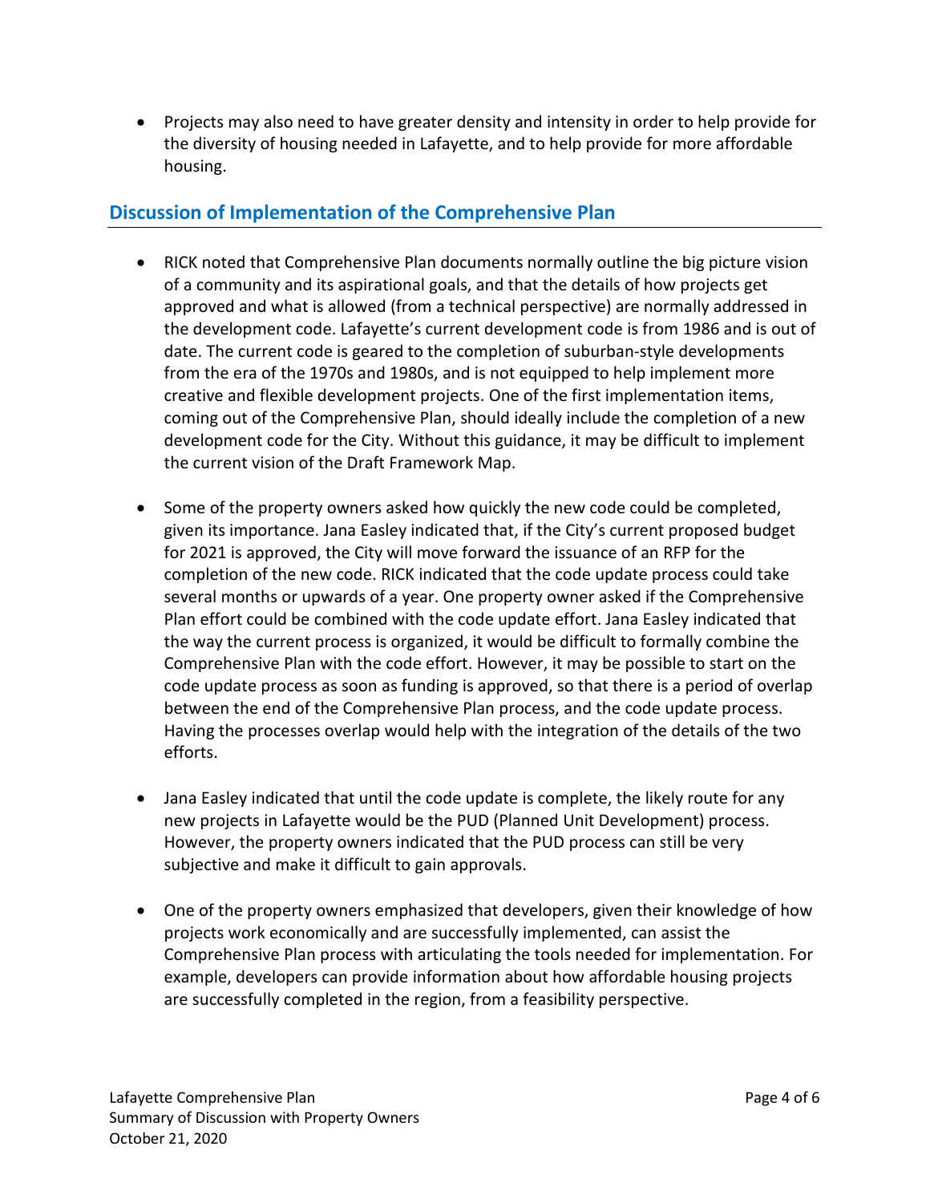- Projects may also need to have greater density and intensity in order to help provide for the diversity of housing needed in Lafayette, and to help provide for more affordable housing.

## Discussion of Implementation of the Comprehensive Plan

- RICK noted that Comprehensive Plan documents normally outline the big picture vision of a community and its aspirational goals, and that the details of how projects get approved and what is allowed (from a technical perspective) are normally addressed in the development code. Lafayette's current development code is from 1986 and is out of date. The current code is geared to the completion of suburban-style developments from the era of the 1970s and 1980s, and is not equipped to help implement more creative and flexible development projects. One of the first implementation items, coming out of the Comprehensive Plan, should ideally include the completion of a new development code for the City. Without this guidance, it may be difficult to implement the current vision of the Draft Framework Map.

- Some of the property owners asked how quickly the new code could be completed, given its importance. Jana Easley indicated that, if the City's current proposed budget for 2021 is approved, the City will move forward the issuance of an RFP for the completion of the new code. RICK indicated that the code update process could take several months or upwards of a year. One property owner asked if the Comprehensive Plan effort could be combined with the code update effort. Jana Easley indicated that the way the current process is organized, it would be difficult to formally combine the Comprehensive Plan with the code effort. However, it may be possible to start on the code update process as soon as funding is approved, so that there is a period of overlap between the end of the Comprehensive Plan process, and the code update process. Having the processes overlap would help with the integration of the details of the two efforts.

- Jana Easley indicated that until the code update is complete, the likely route for any new projects in Lafayette would be the PUD (Planned Unit Development) process. However, the property owners indicated that the PUD process can still be very subjective and make it difficult to gain approvals.

- One of the property owners emphasized that developers, given their knowledge of how projects work economically and are successfully implemented, can assist the Comprehensive Plan process with articulating the tools needed for implementation. For example, developers can provide information about how affordable housing projects are successfully completed in the region, from a feasibility perspective.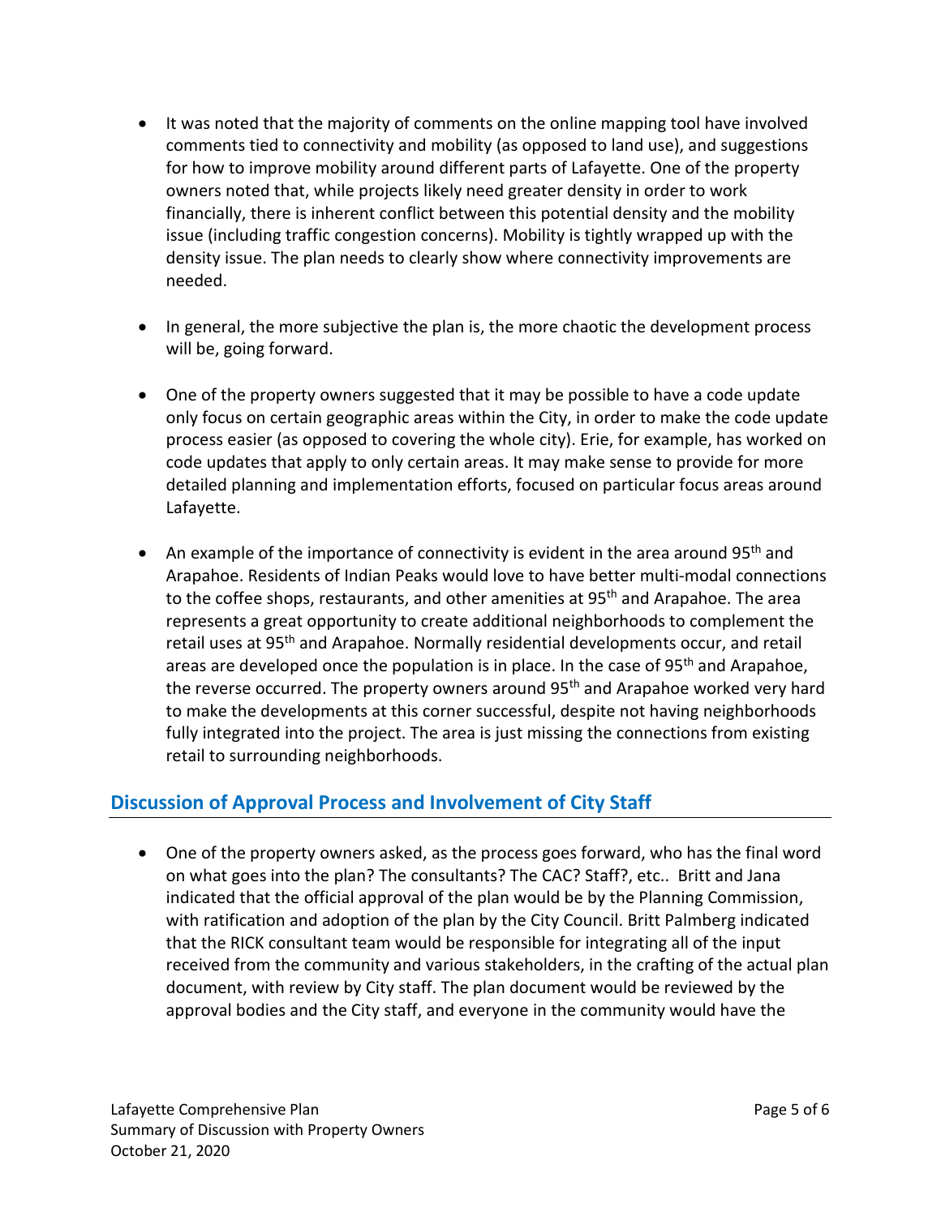- It was noted that the majority of comments on the online mapping tool have involved comments tied to connectivity and mobility (as opposed to land use), and suggestions for how to improve mobility around different parts of Lafayette. One of the property owners noted that, while projects likely need greater density in order to work financially, there is inherent conflict between this potential density and the mobility issue (including traffic congestion concerns). Mobility is tightly wrapped up with the density issue. The plan needs to clearly show where connectivity improvements are needed.

- In general, the more subjective the plan is, the more chaotic the development process will be, going forward.

- One of the property owners suggested that it may be possible to have a code update only focus on certain geographic areas within the City, in order to make the code update process easier (as opposed to covering the whole city). Erie, for example, has worked on code updates that apply to only certain areas. It may make sense to provide for more detailed planning and implementation efforts, focused on particular focus areas around Lafayette.

- An example of the importance of connectivity is evident in the area around 95th and Arapahoe. Residents of Indian Peaks would love to have better multi-modal connections to the coffee shops, restaurants, and other amenities at 95th and Arapahoe. The area represents a great opportunity to create additional neighborhoods to complement the retail uses at 95th and Arapahoe. Normally residential developments occur, and retail areas are developed once the population is in place. In the case of 95th and Arapahoe, the reverse occurred. The property owners around 95th and Arapahoe worked very hard to make the developments at this corner successful, despite not having neighborhoods fully integrated into the project. The area is just missing the connections from existing retail to surrounding neighborhoods.

## Discussion of Approval Process and Involvement of City Staff

- One of the property owners asked, as the process goes forward, who has the final word on what goes into the plan? The consultants? The CAC? Staff?, etc.. Britt and Jana indicated that the official approval of the plan would be by the Planning Commission, with ratification and adoption of the plan by the City Council. Britt Palmberg indicated that the RICK consultant team would be responsible for integrating all of the input received from the community and various stakeholders, in the crafting of the actual plan document, with review by City staff. The plan document would be reviewed by the approval bodies and the City staff, and everyone in the community would have the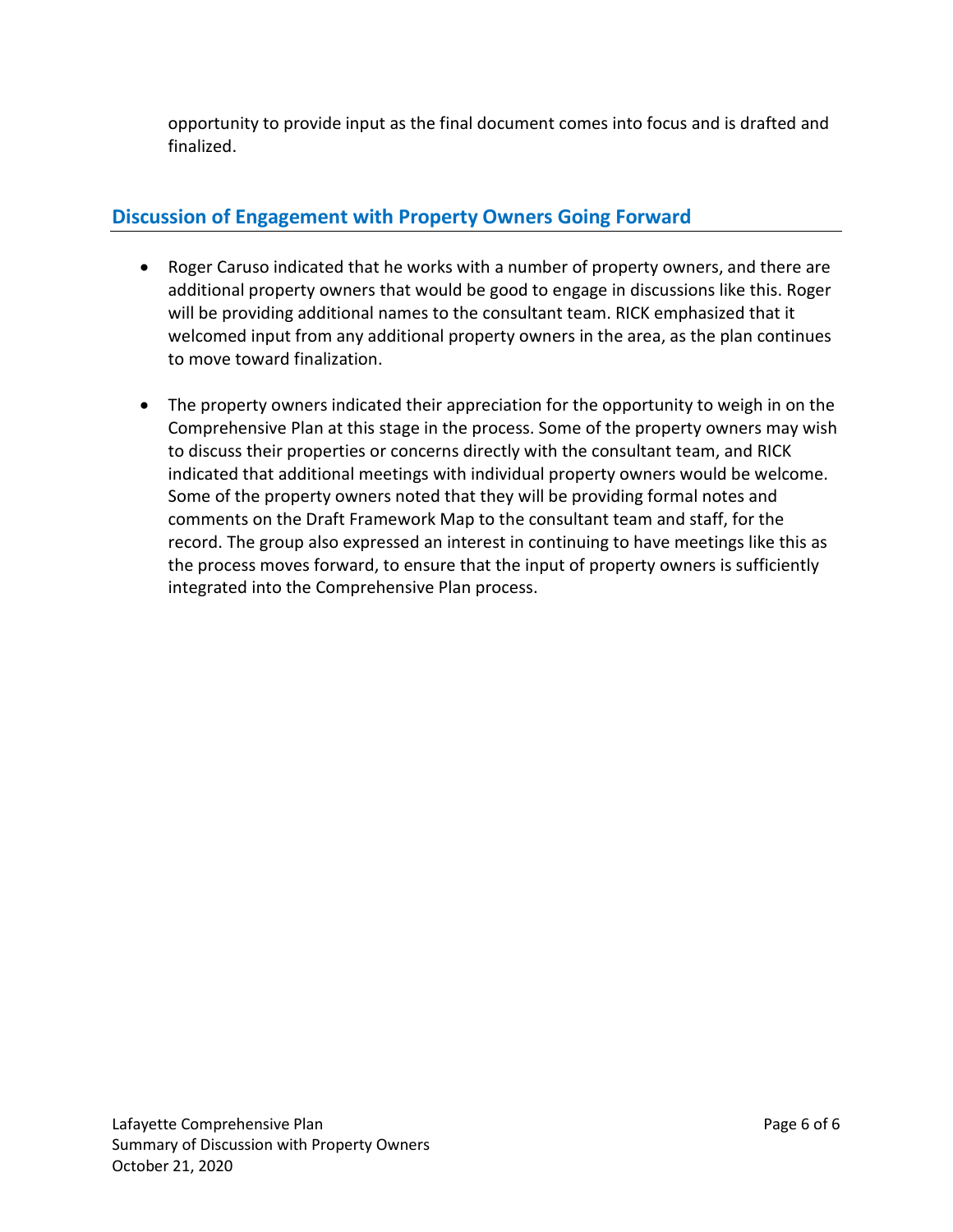opportunity to provide input as the final document comes into focus and is drafted and finalized.

## Discussion of Engagement with Property Owners Going Forward

- Roger Caruso indicated that he works with a number of property owners, and there are additional property owners that would be good to engage in discussions like this. Roger will be providing additional names to the consultant team. RICK emphasized that it welcomed input from any additional property owners in the area, as the plan continues to move toward finalization.
- The property owners indicated their appreciation for the opportunity to weigh in on the Comprehensive Plan at this stage in the process. Some of the property owners may wish to discuss their properties or concerns directly with the consultant team, and RICK indicated that additional meetings with individual property owners would be welcome. Some of the property owners noted that they will be providing formal notes and comments on the Draft Framework Map to the consultant team and staff, for the record. The group also expressed an interest in continuing to have meetings like this as the process moves forward, to ensure that the input of property owners is sufficiently integrated into the Comprehensive Plan process.